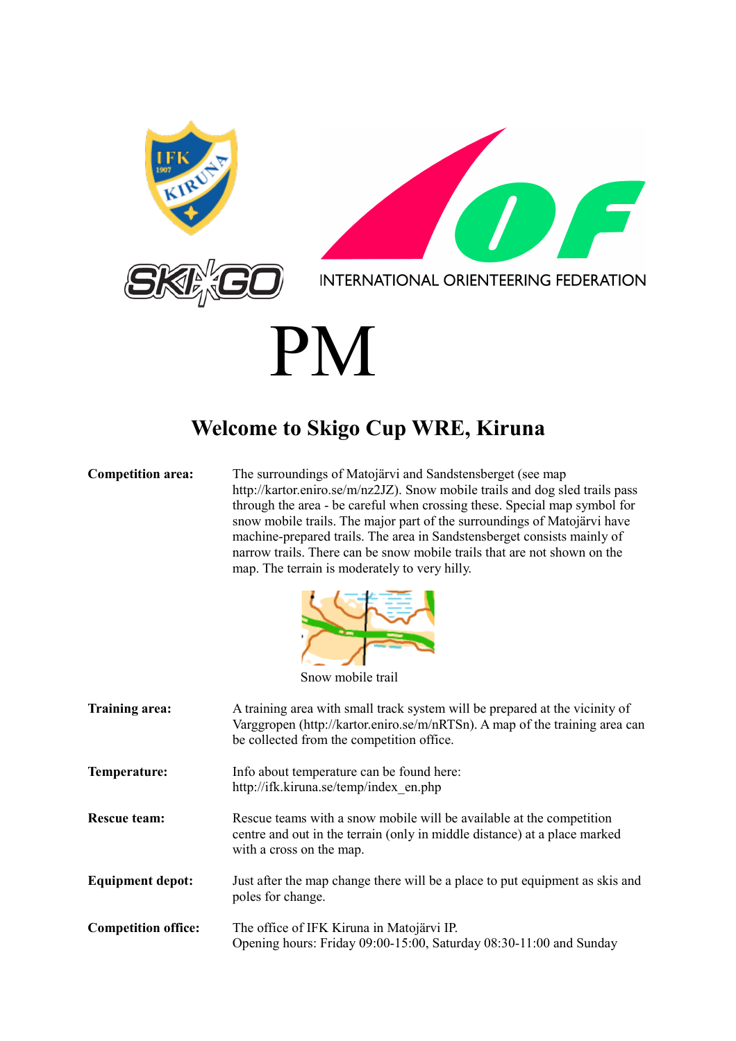# PM

## Welcome to Skigo Cup WRE, Kiruna

**Competition area:** The surroundings of Matojärvi and Sandstensberget (see map http://kartor.eniro.se/m/nz2JZ). Snow mobile trails and dog sled trails pass through the area - be careful when crossing these. Special map symbol for snow mobile trails. The major part of the surroundings of Matojärvi have machine-prepared trails. The area in Sandstensberget consists mainly of narrow trails. There can be snow mobile trails that are not shown on the map. The terrain is moderately to very hilly.

Snow mobile trail

**Training area:** A training area with small track system will be prepared at the vicinity of Varggropen (http://kartor.eniro.se/m/nRTSn). A map of the training area can be collected from the competition office.

**Temperature:** Info about temperature can be found here: http://ifk.kiruna.se/temp/index_en.php

**Rescue team:** Rescue teams with a snow mobile will be available at the competition centre and out in the terrain (only in middle distance) at a place marked with a cross on the map.

**Equipment depot:** Just after the map change there will be a place to put equipment as skis and poles for change.

**Competition office:** The office of IFK Kiruna in Matojärvi IP. Opening hours: Friday 09:00-15:00, Saturday 08:30-11:00 and Sunday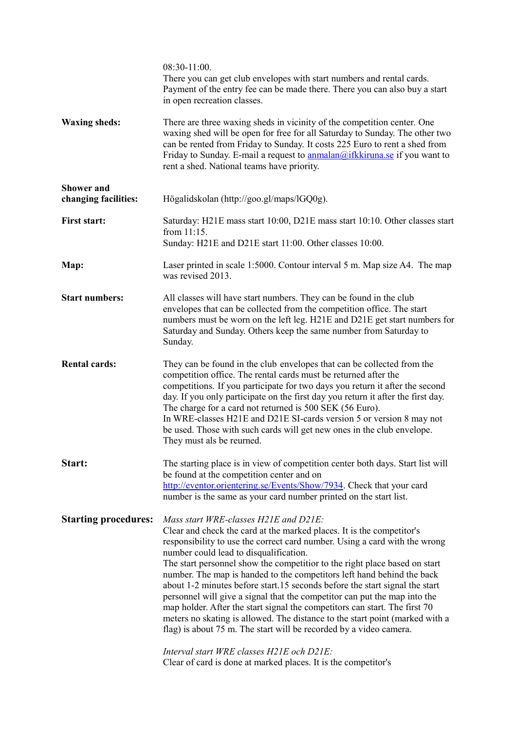08:30-11:00.
There you can get club envelopes with start numbers and rental cards. Payment of the entry fee can be made there. There you can also buy a start in open recreation classes.

**Waxing sheds:**
There are three waxing sheds in vicinity of the competition center. One waxing shed will be open for free for all Saturday to Sunday. The other two can be rented from Friday to Sunday. It costs 225 Euro to rent a shed from Friday to Sunday. E-mail a request to anmalan@ifkkiruna.se if you want to rent a shed. National teams have priority.

**Shower and changing facilities:**
Högalidskolan (http://goo.gl/maps/lGQ0g).

**First start:**
Saturday: H21E mass start 10:00, D21E mass start 10:10. Other classes start from 11:15.
Sunday: H21E and D21E start 11:00. Other classes 10:00.

**Map:**
Laser printed in scale 1:5000. Contour interval 5 m. Map size A4. The map was revised 2013.

**Start numbers:**
All classes will have start numbers. They can be found in the club envelopes that can be collected from the competition office. The start numbers must be worn on the left leg. H21E and D21E get start numbers for Saturday and Sunday. Others keep the same number from Saturday to Sunday.

**Rental cards:**
They can be found in the club envelopes that can be collected from the competition office. The rental cards must be returned after the competitions. If you participate for two days you return it after the second day. If you only participate on the first day you return it after the first day. The charge for a card not returned is 500 SEK (56 Euro).
In WRE-classes H21E and D21E SI-cards version 5 or version 8 may not be used. Those with such cards will get new ones in the club envelope. They must als be reurned.

**Start:**
The starting place is in view of competition center both days. Start list will be found at the competition center and on http://eventor.orientering.se/Events/Show/7934. Check that your card number is the same as your card number printed on the start list.

**Starting procedures:**
*Mass start WRE-classes H21E and D21E:*
Clear and check the card at the marked places. It is the competitor's responsibility to use the correct card number. Using a card with the wrong number could lead to disqualification.
The start personnel show the competitior to the right place based on start number. The map is handed to the competitors left hand behind the back about 1-2 minutes before start.15 seconds before the start signal the start personnel will give a signal that the competitor can put the map into the map holder. After the start signal the competitors can start. The first 70 meters no skating is allowed. The distance to the start point (marked with a flag) is about 75 m. The start will be recorded by a video camera.

*Interval start WRE classes H21E och D21E:*
Clear of card is done at marked places. It is the competitor's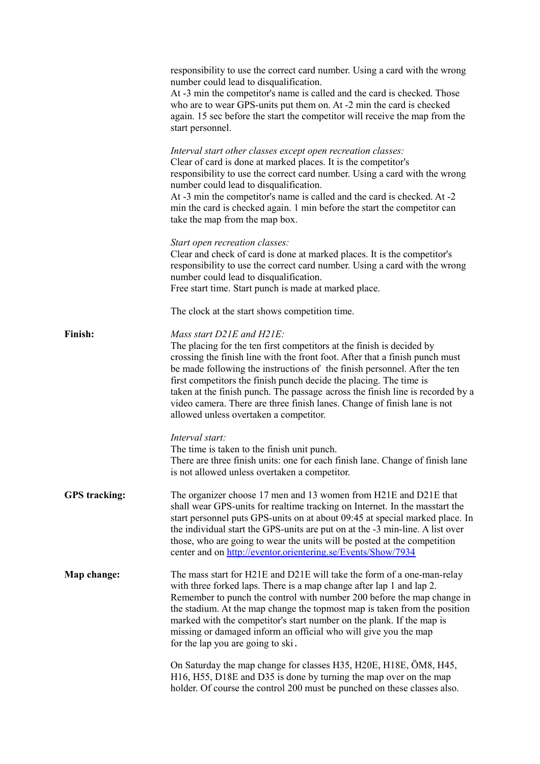responsibility to use the correct card number. Using a card with the wrong number could lead to disqualification.
At -3 min the competitor's name is called and the card is checked. Those who are to wear GPS-units put them on. At -2 min the card is checked again. 15 sec before the start the competitor will receive the map from the start personnel.

*Interval start other classes except open recreation classes:*
Clear of card is done at marked places. It is the competitor's responsibility to use the correct card number. Using a card with the wrong number could lead to disqualification.
At -3 min the competitor's name is called and the card is checked. At -2 min the card is checked again. 1 min before the start the competitor can take the map from the map box.

*Start open recreation classes:*
Clear and check of card is done at marked places. It is the competitor's responsibility to use the correct card number. Using a card with the wrong number could lead to disqualification.
Free start time. Start punch is made at marked place.

The clock at the start shows competition time.

**Finish:**

*Mass start D21E and H21E:*
The placing for the ten first competitors at the finish is decided by crossing the finish line with the front foot. After that a finish punch must be made following the instructions of the finish personnel. After the ten first competitors the finish punch decide the placing. The time is taken at the finish punch. The passage across the finish line is recorded by a video camera. There are three finish lanes. Change of finish lane is not allowed unless overtaken a competitor.

*Interval start:*
The time is taken to the finish unit punch.
There are three finish units: one for each finish lane. Change of finish lane is not allowed unless overtaken a competitor.

**GPS tracking:**

The organizer choose 17 men and 13 women from H21E and D21E that shall wear GPS-units for realtime tracking on Internet. In the masstart the start personnel puts GPS-units on at about 09:45 at special marked place. In the individual start the GPS-units are put on at the -3 min-line. A list over those, who are going to wear the units will be posted at the competition center and on http://eventor.orientering.se/Events/Show/7934

**Map change:**

The mass start for H21E and D21E will take the form of a one-man-relay with three forked laps. There is a map change after lap 1 and lap 2. Remember to punch the control with number 200 before the map change in the stadium. At the map change the topmost map is taken from the position marked with the competitor's start number on the plank. If the map is missing or damaged inform an official who will give you the map for the lap you are going to ski.

On Saturday the map change for classes H35, H20E, H18E, ÖM8, H45, H16, H55, D18E and D35 is done by turning the map over on the map holder. Of course the control 200 must be punched on these classes also.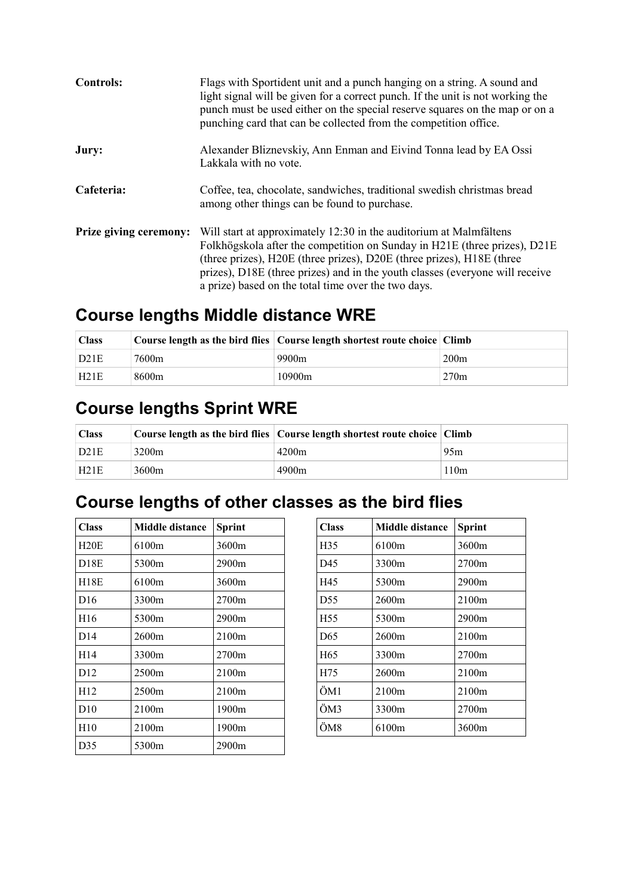**Controls:** Flags with Sportident unit and a punch hanging on a string. A sound and light signal will be given for a correct punch. If the unit is not working the punch must be used either on the special reserve squares on the map or on a punching card that can be collected from the competition office.

**Jury:** Alexander Bliznevskiy, Ann Enman and Eivind Tonna lead by EA Ossi Lakkala with no vote.

**Cafeteria:** Coffee, tea, chocolate, sandwiches, traditional swedish christmas bread among other things can be found to purchase.

**Prize giving ceremony:** Will start at approximately 12:30 in the auditorium at Malmfältens Folkhögskola after the competition on Sunday in H21E (three prizes), D21E (three prizes), H20E (three prizes), D20E (three prizes), H18E (three prizes), D18E (three prizes) and in the youth classes (everyone will receive a prize) based on the total time over the two days.

## Course lengths Middle distance WRE

| Class | Course length as the bird flies | Course length shortest route choice | Climb |
|---|---|---|---|
| D21E | 7600m | 9900m | 200m |
| H21E | 8600m | 10900m | 270m |

## Course lengths Sprint WRE

| Class | Course length as the bird flies | Course length shortest route choice | Climb |
|---|---|---|---|
| D21E | 3200m | 4200m | 95m |
| H21E | 3600m | 4900m | 110m |

## Course lengths of other classes as the bird flies

| Class | Middle distance | Sprint |
|---|---|---|
| H20E | 6100m | 3600m |
| D18E | 5300m | 2900m |
| H18E | 6100m | 3600m |
| D16 | 3300m | 2700m |
| H16 | 5300m | 2900m |
| D14 | 2600m | 2100m |
| H14 | 3300m | 2700m |
| D12 | 2500m | 2100m |
| H12 | 2500m | 2100m |
| D10 | 2100m | 1900m |
| H10 | 2100m | 1900m |
| D35 | 5300m | 2900m |

| Class | Middle distance | Sprint |
|---|---|---|
| H35 | 6100m | 3600m |
| D45 | 3300m | 2700m |
| H45 | 5300m | 2900m |
| D55 | 2600m | 2100m |
| H55 | 5300m | 2900m |
| D65 | 2600m | 2100m |
| H65 | 3300m | 2700m |
| H75 | 2600m | 2100m |
| ÖM1 | 2100m | 2100m |
| ÖM3 | 3300m | 2700m |
| ÖM8 | 6100m | 3600m |